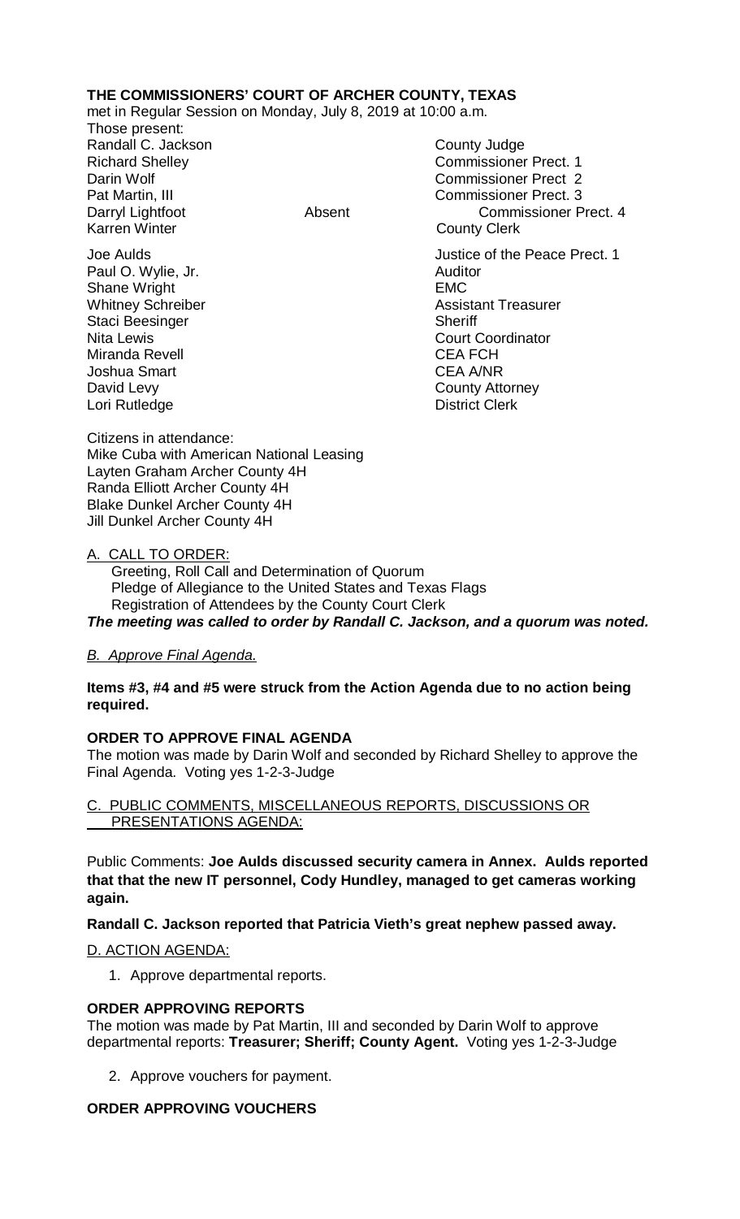**THE COMMISSIONERS' COURT OF ARCHER COUNTY, TEXAS**

met in Regular Session on Monday, July 8, 2019 at 10:00 a.m.

Those present:

| | | |
|---|---|---|
| Randall C. Jackson | | County Judge |
| Richard Shelley | | Commissioner Prect. 1 |
| Darin Wolf | | Commissioner Prect 2 |
| Pat Martin, III | | Commissioner Prect. 3 |
| Darryl Lightfoot | Absent | Commissioner Prect. 4 |
| Karren Winter | | County Clerk |
| Joe Aulds | | Justice of the Peace Prect. 1 |
| Paul O. Wylie, Jr. | | Auditor |
| Shane Wright | | EMC |
| Whitney Schreiber | | Assistant Treasurer |
| Staci Beesinger | | Sheriff |
| Nita Lewis | | Court Coordinator |
| Miranda Revell | | CEA FCH |
| Joshua Smart | | CEA A/NR |
| David Levy | | County Attorney |
| Lori Rutledge | | District Clerk |

Citizens in attendance:
Mike Cuba with American National Leasing
Layten Graham Archer County 4H
Randa Elliott Archer County 4H
Blake Dunkel Archer County 4H
Jill Dunkel Archer County 4H

A. CALL TO ORDER:
Greeting, Roll Call and Determination of Quorum
Pledge of Allegiance to the United States and Texas Flags
Registration of Attendees by the County Court Clerk

***The meeting was called to order by Randall C. Jackson, and a quorum was noted.***

*B. Approve Final Agenda.*

**Items #3, #4 and #5 were struck from the Action Agenda due to no action being required.**

**ORDER TO APPROVE FINAL AGENDA**

The motion was made by Darin Wolf and seconded by Richard Shelley to approve the Final Agenda. Voting yes 1-2-3-Judge

C. PUBLIC COMMENTS, MISCELLANEOUS REPORTS, DISCUSSIONS OR PRESENTATIONS AGENDA:

Public Comments: **Joe Aulds discussed security camera in Annex. Aulds reported that that the new IT personnel, Cody Hundley, managed to get cameras working again.**

**Randall C. Jackson reported that Patricia Vieth's great nephew passed away.**

D. ACTION AGENDA:

1. Approve departmental reports.

**ORDER APPROVING REPORTS**

The motion was made by Pat Martin, III and seconded by Darin Wolf to approve departmental reports: **Treasurer; Sheriff; County Agent.** Voting yes 1-2-3-Judge

2. Approve vouchers for payment.

**ORDER APPROVING VOUCHERS**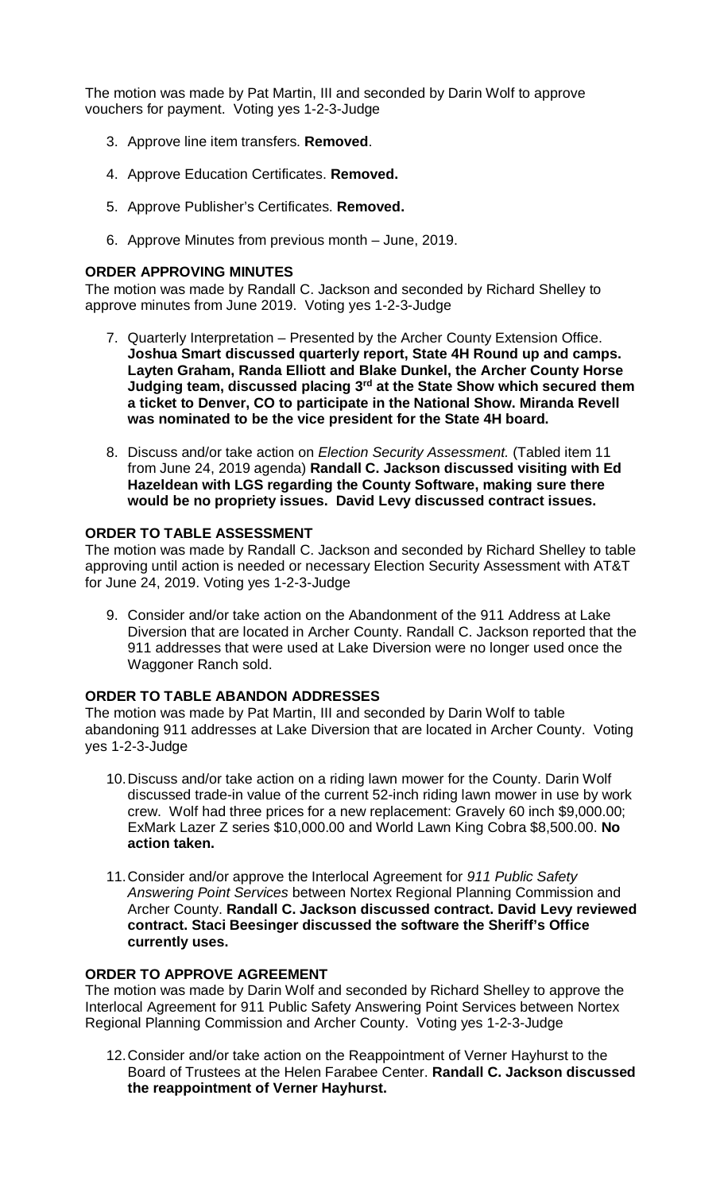The motion was made by Pat Martin, III and seconded by Darin Wolf to approve vouchers for payment. Voting yes 1-2-3-Judge

3. Approve line item transfers. **Removed**.
4. Approve Education Certificates. **Removed.**
5. Approve Publisher's Certificates. **Removed.**
6. Approve Minutes from previous month – June, 2019.

**ORDER APPROVING MINUTES**

The motion was made by Randall C. Jackson and seconded by Richard Shelley to approve minutes from June 2019. Voting yes 1-2-3-Judge

7. Quarterly Interpretation – Presented by the Archer County Extension Office. **Joshua Smart discussed quarterly report, State 4H Round up and camps. Layten Graham, Randa Elliott and Blake Dunkel, the Archer County Horse Judging team, discussed placing 3rd at the State Show which secured them a ticket to Denver, CO to participate in the National Show. Miranda Revell was nominated to be the vice president for the State 4H board.**

8. Discuss and/or take action on *Election Security Assessment.* (Tabled item 11 from June 24, 2019 agenda) **Randall C. Jackson discussed visiting with Ed Hazeldean with LGS regarding the County Software, making sure there would be no propriety issues. David Levy discussed contract issues.**

**ORDER TO TABLE ASSESSMENT**

The motion was made by Randall C. Jackson and seconded by Richard Shelley to table approving until action is needed or necessary Election Security Assessment with AT&T for June 24, 2019. Voting yes 1-2-3-Judge

9. Consider and/or take action on the Abandonment of the 911 Address at Lake Diversion that are located in Archer County. Randall C. Jackson reported that the 911 addresses that were used at Lake Diversion were no longer used once the Waggoner Ranch sold.

**ORDER TO TABLE ABANDON ADDRESSES**

The motion was made by Pat Martin, III and seconded by Darin Wolf to table abandoning 911 addresses at Lake Diversion that are located in Archer County. Voting yes 1-2-3-Judge

10. Discuss and/or take action on a riding lawn mower for the County. Darin Wolf discussed trade-in value of the current 52-inch riding lawn mower in use by work crew. Wolf had three prices for a new replacement: Gravely 60 inch $9,000.00; ExMark Lazer Z series $10,000.00 and World Lawn King Cobra $8,500.00. **No action taken.**

11. Consider and/or approve the Interlocal Agreement for *911 Public Safety Answering Point Services* between Nortex Regional Planning Commission and Archer County. **Randall C. Jackson discussed contract. David Levy reviewed contract. Staci Beesinger discussed the software the Sheriff's Office currently uses.**

**ORDER TO APPROVE AGREEMENT**

The motion was made by Darin Wolf and seconded by Richard Shelley to approve the Interlocal Agreement for 911 Public Safety Answering Point Services between Nortex Regional Planning Commission and Archer County. Voting yes 1-2-3-Judge

12. Consider and/or take action on the Reappointment of Verner Hayhurst to the Board of Trustees at the Helen Farabee Center. **Randall C. Jackson discussed the reappointment of Verner Hayhurst.**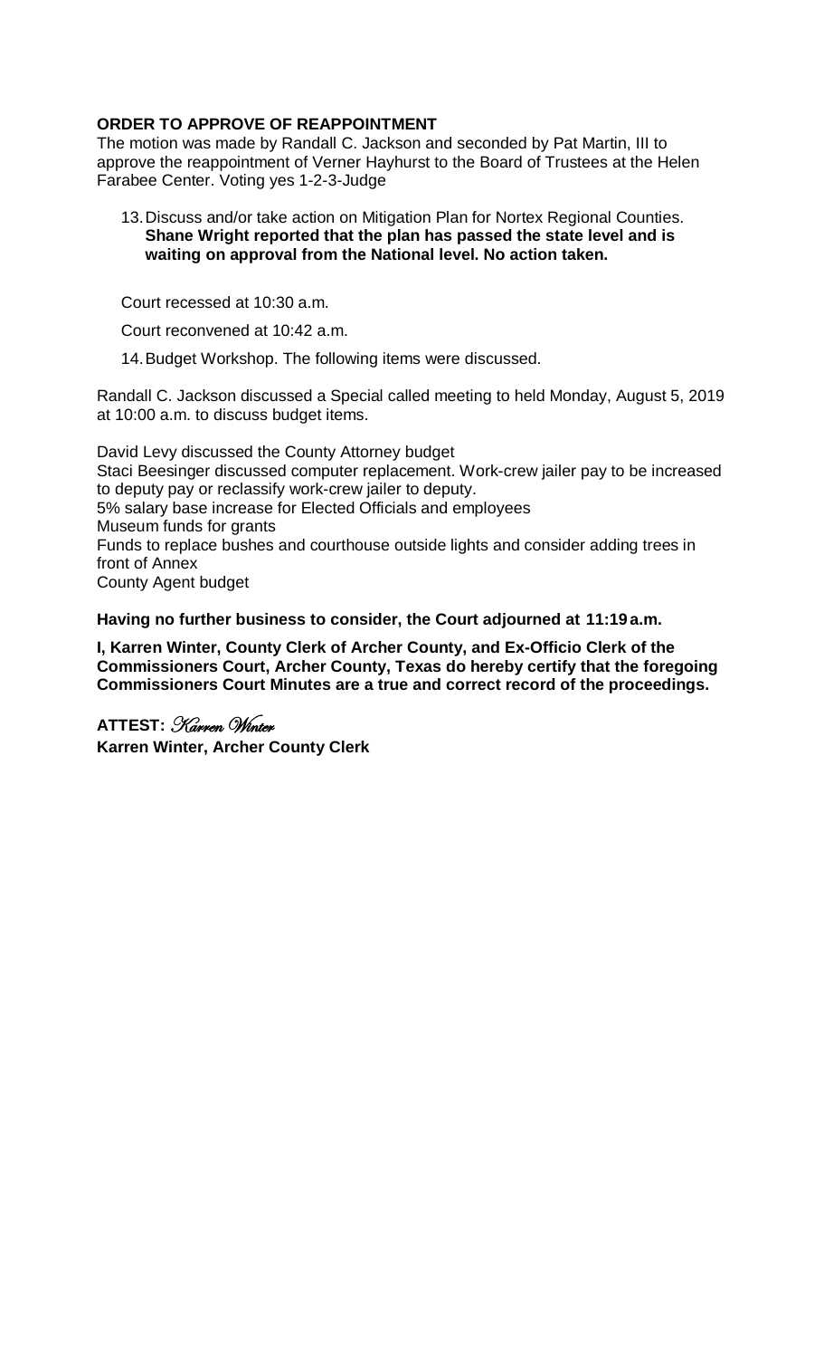**ORDER TO APPROVE OF REAPPOINTMENT**

The motion was made by Randall C. Jackson and seconded by Pat Martin, III to approve the reappointment of Verner Hayhurst to the Board of Trustees at the Helen Farabee Center. Voting yes 1-2-3-Judge

13. Discuss and/or take action on Mitigation Plan for Nortex Regional Counties. **Shane Wright reported that the plan has passed the state level and is waiting on approval from the National level. No action taken.**

Court recessed at 10:30 a.m.

Court reconvened at 10:42 a.m.

14. Budget Workshop. The following items were discussed.

Randall C. Jackson discussed a Special called meeting to held Monday, August 5, 2019 at 10:00 a.m. to discuss budget items.

David Levy discussed the County Attorney budget
Staci Beesinger discussed computer replacement. Work-crew jailer pay to be increased to deputy pay or reclassify work-crew jailer to deputy.
5% salary base increase for Elected Officials and employees
Museum funds for grants
Funds to replace bushes and courthouse outside lights and consider adding trees in front of Annex
County Agent budget

**Having no further business to consider, the Court adjourned at 11:19 a.m.**

**I, Karren Winter, County Clerk of Archer County, and Ex-Officio Clerk of the Commissioners Court, Archer County, Texas do hereby certify that the foregoing Commissioners Court Minutes are a true and correct record of the proceedings.**

**ATTEST:** *Karren Winter*
**Karren Winter, Archer County Clerk**